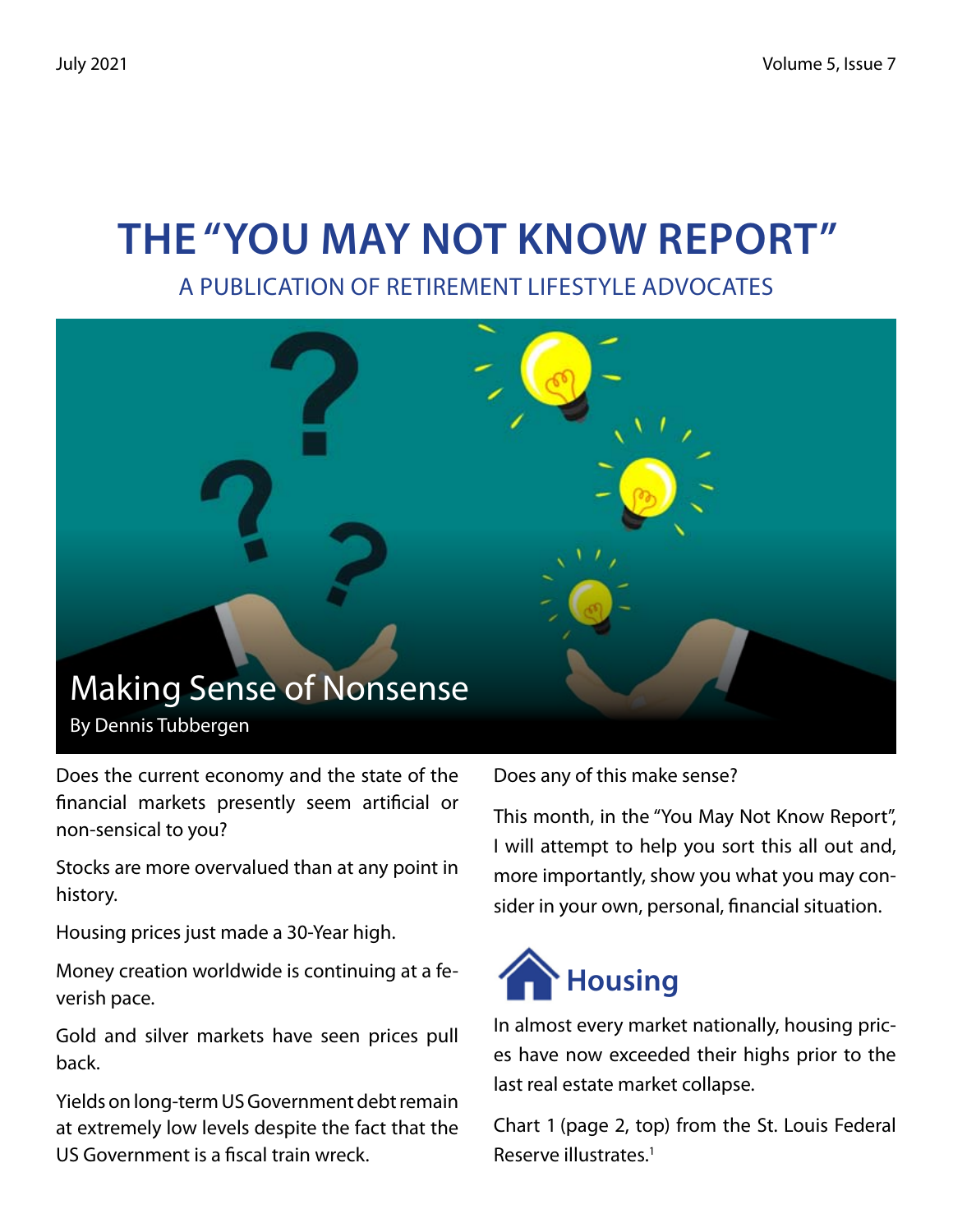# THE "YOU MAY NOT KNOW REPORT"

A PUBLICATION OF RETIREMENT LIFESTYLE ADVOCATES

## Making Sense of Nonsense

By Dennis Tubbergen

Does the current economy and the state of the financial markets presently seem artificial or non-sensical to you?

Stocks are more overvalued than at any point in history.

Housing prices just made a 30-Year high.

Money creation worldwide is continuing at a feverish pace.

Gold and silver markets have seen prices pull back.

Yields on long-term US Government debt remain at extremely low levels despite the fact that the US Government is a fiscal train wreck.

Does any of this make sense?

This month, in the "You May Not Know Report", I will attempt to help you sort this all out and, more importantly, show you what you may consider in your own, personal, financial situation.

### Housing

In almost every market nationally, housing prices have now exceeded their highs prior to the last real estate market collapse.

Chart 1 (page 2, top) from the St. Louis Federal Reserve illustrates.[1]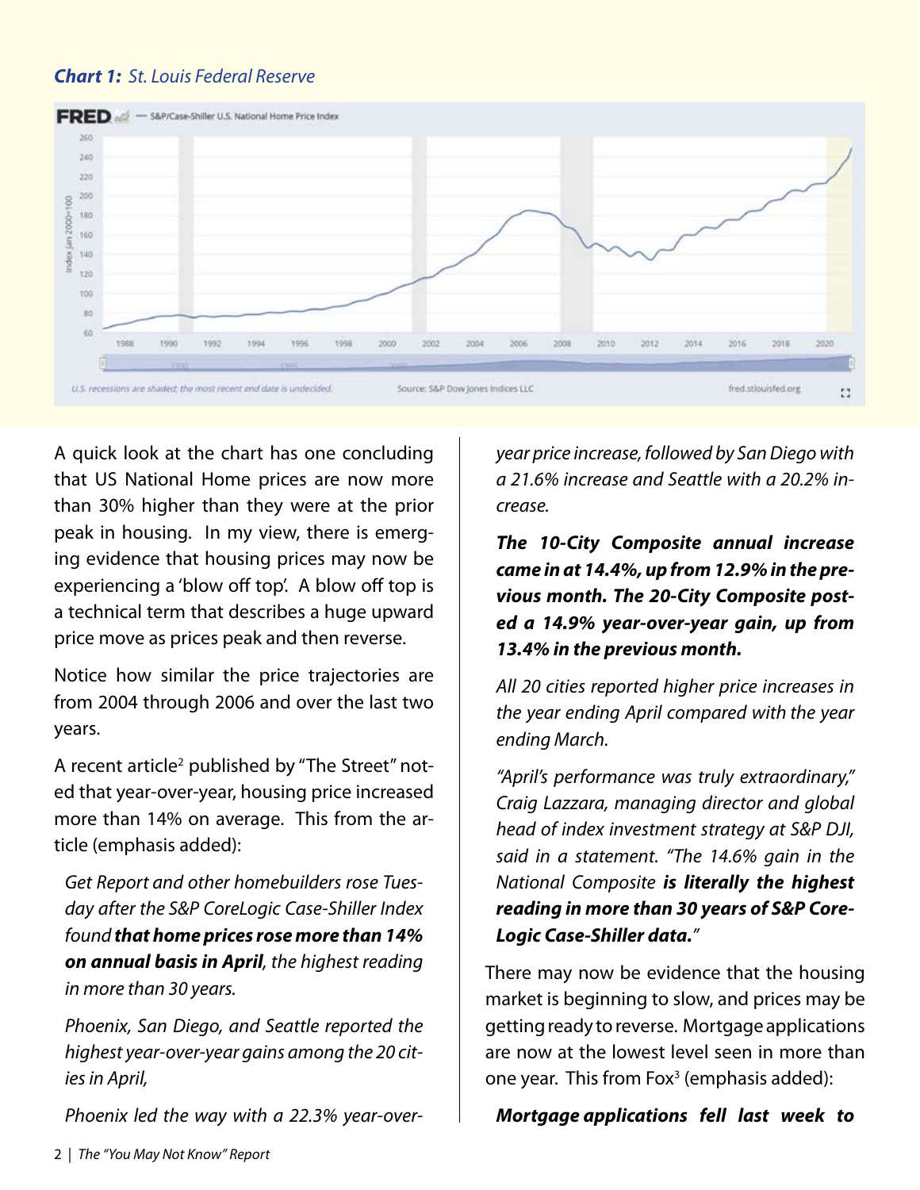***Chart 1:*** *St. Louis Federal Reserve*

A quick look at the chart has one concluding that US National Home prices are now more than 30% higher than they were at the prior peak in housing. In my view, there is emerging evidence that housing prices may now be experiencing a 'blow off top'. A blow off top is a technical term that describes a huge upward price move as prices peak and then reverse.

Notice how similar the price trajectories are from 2004 through 2006 and over the last two years.

A recent article[2] published by "The Street" noted that year-over-year, housing price increased more than 14% on average. This from the article (emphasis added):

> *Get Report and other homebuilders rose Tuesday after the S&P CoreLogic Case-Shiller Index found* ***that home prices rose more than 14% on annual basis in April****, the highest reading in more than 30 years.*
>
> *Phoenix, San Diego, and Seattle reported the highest year-over-year gains among the 20 cities in April,*
>
> *Phoenix led the way with a 22.3% year-over-year price increase, followed by San Diego with a 21.6% increase and Seattle with a 20.2% increase.*
>
> ***The 10-City Composite annual increase came in at 14.4%, up from 12.9% in the previous month. The 20-City Composite posted a 14.9% year-over-year gain, up from 13.4% in the previous month.***
>
> *All 20 cities reported higher price increases in the year ending April compared with the year ending March.*
>
> *"April's performance was truly extraordinary," Craig Lazzara, managing director and global head of index investment strategy at S&P DJI, said in a statement. "The 14.6% gain in the National Composite* ***is literally the highest reading in more than 30 years of S&P CoreLogic Case-Shiller data.****"*

There may now be evidence that the housing market is beginning to slow, and prices may be getting ready to reverse. Mortgage applications are now at the lowest level seen in more than one year. This from Fox[3] (emphasis added):

> ***Mortgage applications fell last week to***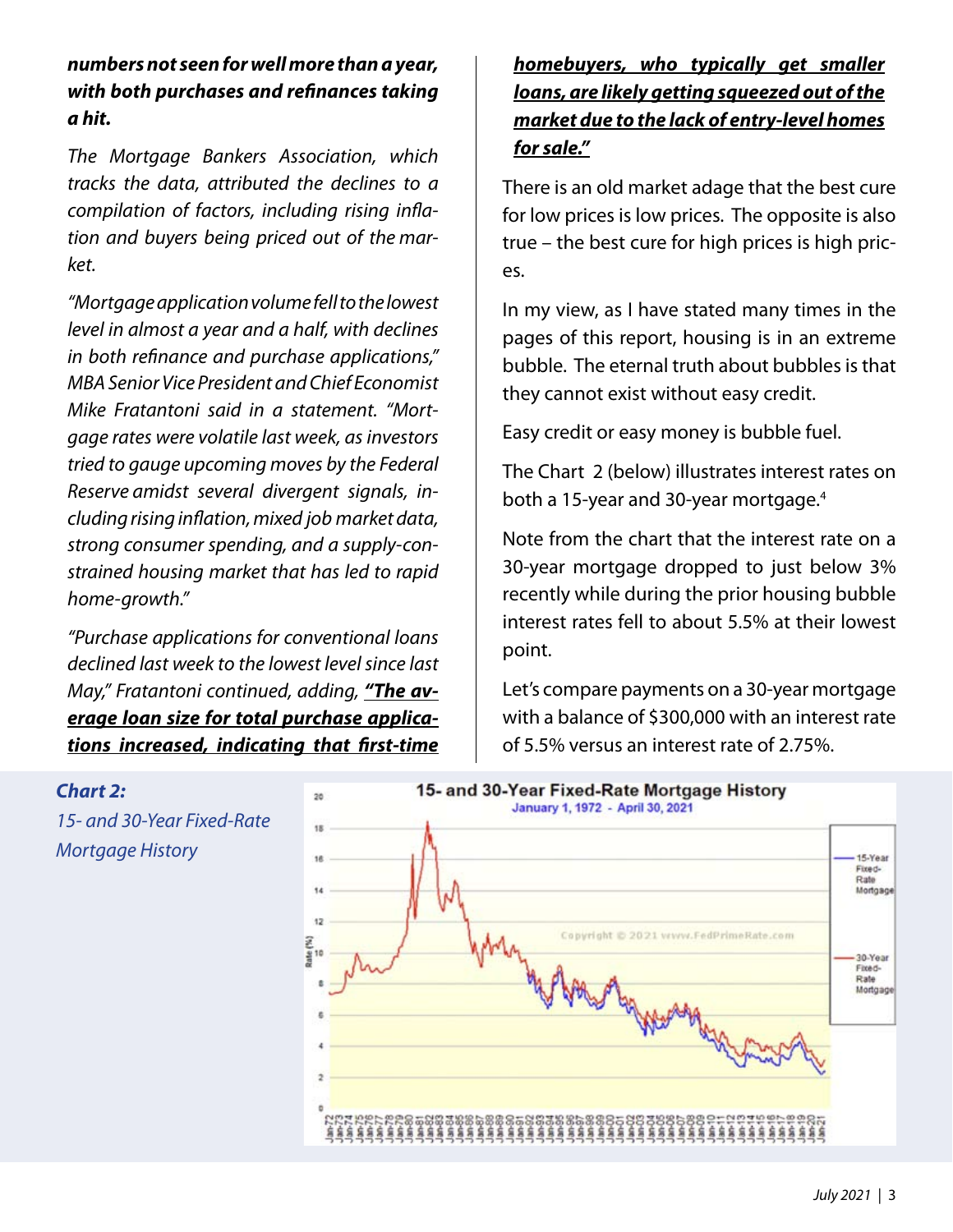***numbers not seen for well more than a year, with both purchases and refinances taking a hit.***

*The Mortgage Bankers Association, which tracks the data, attributed the declines to a compilation of factors, including rising inflation and buyers being priced out of the market.*

*"Mortgage application volume fell to the lowest level in almost a year and a half, with declines in both refinance and purchase applications," MBA Senior Vice President and Chief Economist Mike Fratantoni said in a statement. "Mortgage rates were volatile last week, as investors tried to gauge upcoming moves by the Federal Reserve amidst several divergent signals, including rising inflation, mixed job market data, strong consumer spending, and a supply-constrained housing market that has led to rapid home-growth."*

*"Purchase applications for conventional loans declined last week to the lowest level since last May," Fratantoni continued, adding, **"The average loan size for total purchase applications increased, indicating that first-time homebuyers, who typically get smaller loans, are likely getting squeezed out of the market due to the lack of entry-level homes for sale."***

There is an old market adage that the best cure for low prices is low prices. The opposite is also true – the best cure for high prices is high prices.

In my view, as I have stated many times in the pages of this report, housing is in an extreme bubble. The eternal truth about bubbles is that they cannot exist without easy credit.

Easy credit or easy money is bubble fuel.

The Chart 2 (below) illustrates interest rates on both a 15-year and 30-year mortgage.[4]

Note from the chart that the interest rate on a 30-year mortgage dropped to just below 3% recently while during the prior housing bubble interest rates fell to about 5.5% at their lowest point.

Let's compare payments on a 30-year mortgage with a balance of $300,000 with an interest rate of 5.5% versus an interest rate of 2.75%.

***Chart 2:***
*15- and 30-Year Fixed-Rate Mortgage History*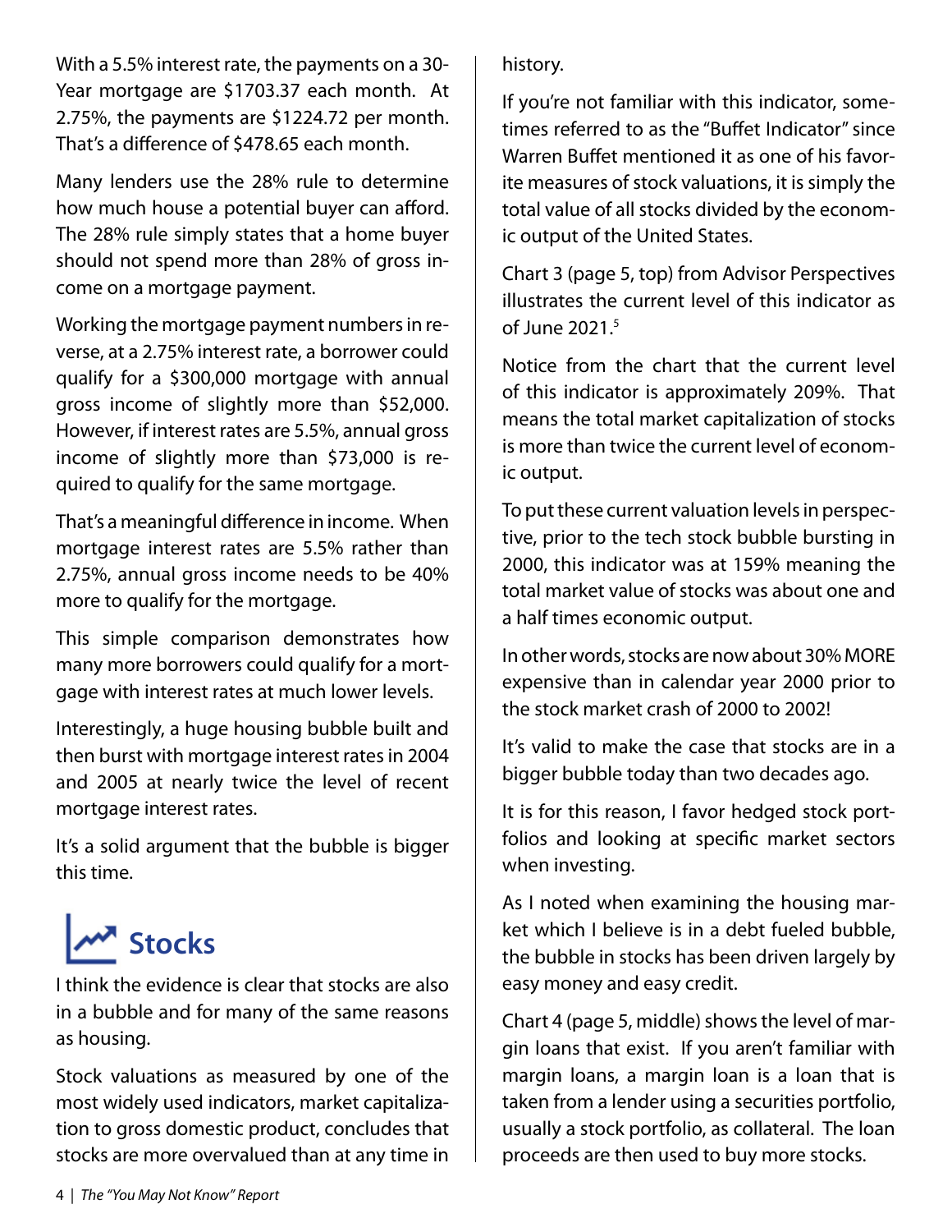With a 5.5% interest rate, the payments on a 30-Year mortgage are $1703.37 each month. At 2.75%, the payments are $1224.72 per month. That's a difference of $478.65 each month.

Many lenders use the 28% rule to determine how much house a potential buyer can afford. The 28% rule simply states that a home buyer should not spend more than 28% of gross income on a mortgage payment.

Working the mortgage payment numbers in reverse, at a 2.75% interest rate, a borrower could qualify for a $300,000 mortgage with annual gross income of slightly more than $52,000. However, if interest rates are 5.5%, annual gross income of slightly more than $73,000 is required to qualify for the same mortgage.

That's a meaningful difference in income. When mortgage interest rates are 5.5% rather than 2.75%, annual gross income needs to be 40% more to qualify for the mortgage.

This simple comparison demonstrates how many more borrowers could qualify for a mortgage with interest rates at much lower levels.

Interestingly, a huge housing bubble built and then burst with mortgage interest rates in 2004 and 2005 at nearly twice the level of recent mortgage interest rates.

It's a solid argument that the bubble is bigger this time.

## Stocks

I think the evidence is clear that stocks are also in a bubble and for many of the same reasons as housing.

Stock valuations as measured by one of the most widely used indicators, market capitalization to gross domestic product, concludes that stocks are more overvalued than at any time in history.

If you're not familiar with this indicator, sometimes referred to as the "Buffet Indicator" since Warren Buffet mentioned it as one of his favorite measures of stock valuations, it is simply the total value of all stocks divided by the economic output of the United States.

Chart 3 (page 5, top) from Advisor Perspectives illustrates the current level of this indicator as of June 2021.[5]

Notice from the chart that the current level of this indicator is approximately 209%. That means the total market capitalization of stocks is more than twice the current level of economic output.

To put these current valuation levels in perspective, prior to the tech stock bubble bursting in 2000, this indicator was at 159% meaning the total market value of stocks was about one and a half times economic output.

In other words, stocks are now about 30% MORE expensive than in calendar year 2000 prior to the stock market crash of 2000 to 2002!

It's valid to make the case that stocks are in a bigger bubble today than two decades ago.

It is for this reason, I favor hedged stock portfolios and looking at specific market sectors when investing.

As I noted when examining the housing market which I believe is in a debt fueled bubble, the bubble in stocks has been driven largely by easy money and easy credit.

Chart 4 (page 5, middle) shows the level of margin loans that exist. If you aren't familiar with margin loans, a margin loan is a loan that is taken from a lender using a securities portfolio, usually a stock portfolio, as collateral. The loan proceeds are then used to buy more stocks.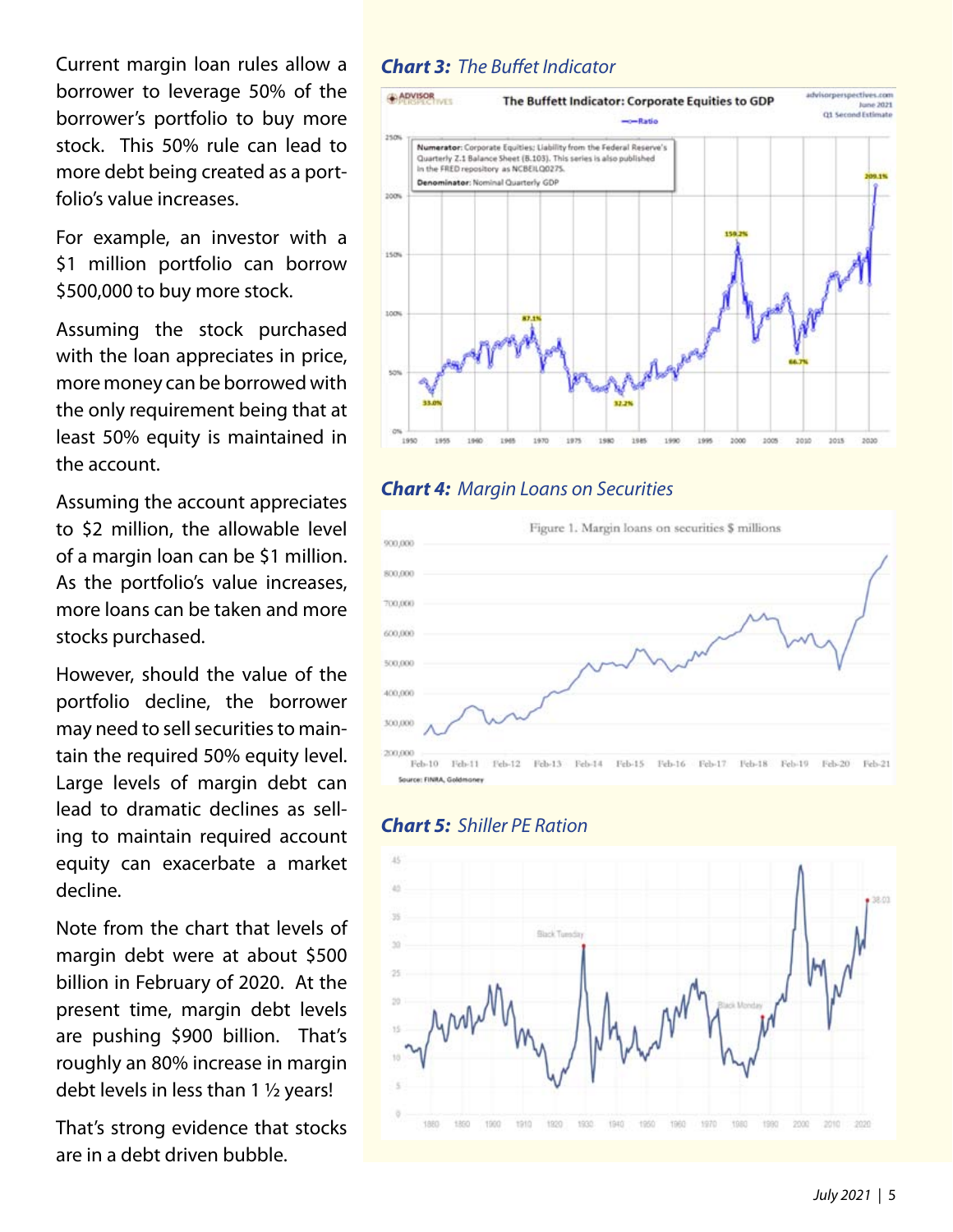Current margin loan rules allow a borrower to leverage 50% of the borrower's portfolio to buy more stock. This 50% rule can lead to more debt being created as a portfolio's value increases.

For example, an investor with a $1 million portfolio can borrow $500,000 to buy more stock.

Assuming the stock purchased with the loan appreciates in price, more money can be borrowed with the only requirement being that at least 50% equity is maintained in the account.

Assuming the account appreciates to $2 million, the allowable level of a margin loan can be $1 million. As the portfolio's value increases, more loans can be taken and more stocks purchased.

However, should the value of the portfolio decline, the borrower may need to sell securities to maintain the required 50% equity level. Large levels of margin debt can lead to dramatic declines as selling to maintain required account equity can exacerbate a market decline.

Note from the chart that levels of margin debt were at about $500 billion in February of 2020. At the present time, margin debt levels are pushing $900 billion. That's roughly an 80% increase in margin debt levels in less than 1 ½ years!

That's strong evidence that stocks are in a debt driven bubble.

***Chart 3:*** *The Buffet Indicator*

***Chart 4:*** *Margin Loans on Securities*

***Chart 5:*** *Shiller PE Ration*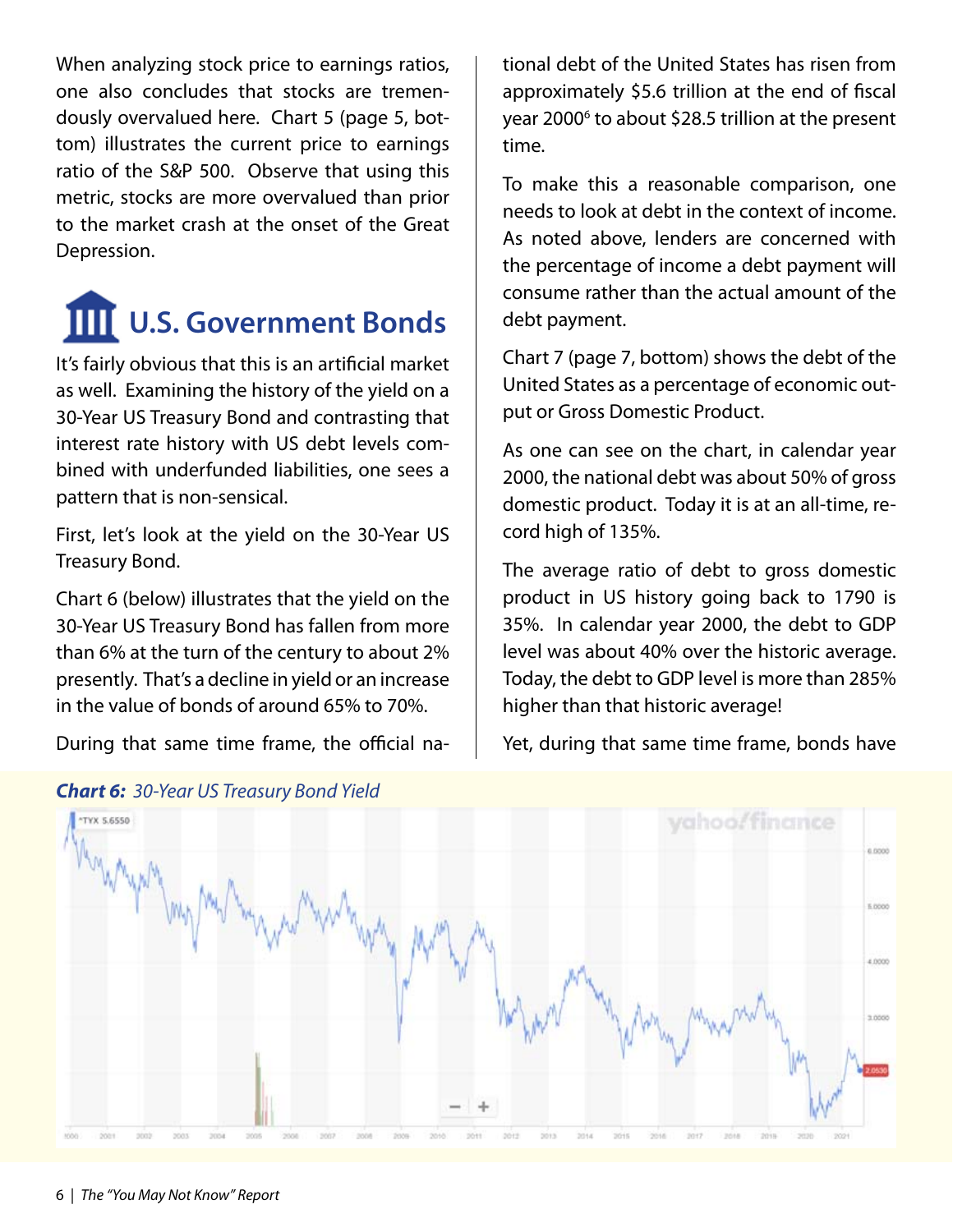When analyzing stock price to earnings ratios, one also concludes that stocks are tremendously overvalued here. Chart 5 (page 5, bottom) illustrates the current price to earnings ratio of the S&P 500. Observe that using this metric, stocks are more overvalued than prior to the market crash at the onset of the Great Depression.

## U.S. Government Bonds

It's fairly obvious that this is an artificial market as well. Examining the history of the yield on a 30-Year US Treasury Bond and contrasting that interest rate history with US debt levels combined with underfunded liabilities, one sees a pattern that is non-sensical.

First, let's look at the yield on the 30-Year US Treasury Bond.

Chart 6 (below) illustrates that the yield on the 30-Year US Treasury Bond has fallen from more than 6% at the turn of the century to about 2% presently. That's a decline in yield or an increase in the value of bonds of around 65% to 70%.

During that same time frame, the official national debt of the United States has risen from approximately $5.6 trillion at the end of fiscal year 2000[6] to about $28.5 trillion at the present time.

To make this a reasonable comparison, one needs to look at debt in the context of income. As noted above, lenders are concerned with the percentage of income a debt payment will consume rather than the actual amount of the debt payment.

Chart 7 (page 7, bottom) shows the debt of the United States as a percentage of economic output or Gross Domestic Product.

As one can see on the chart, in calendar year 2000, the national debt was about 50% of gross domestic product. Today it is at an all-time, record high of 135%.

The average ratio of debt to gross domestic product in US history going back to 1790 is 35%. In calendar year 2000, the debt to GDP level was about 40% over the historic average. Today, the debt to GDP level is more than 285% higher than that historic average!

Yet, during that same time frame, bonds have

***Chart 6:*** *30-Year US Treasury Bond Yield*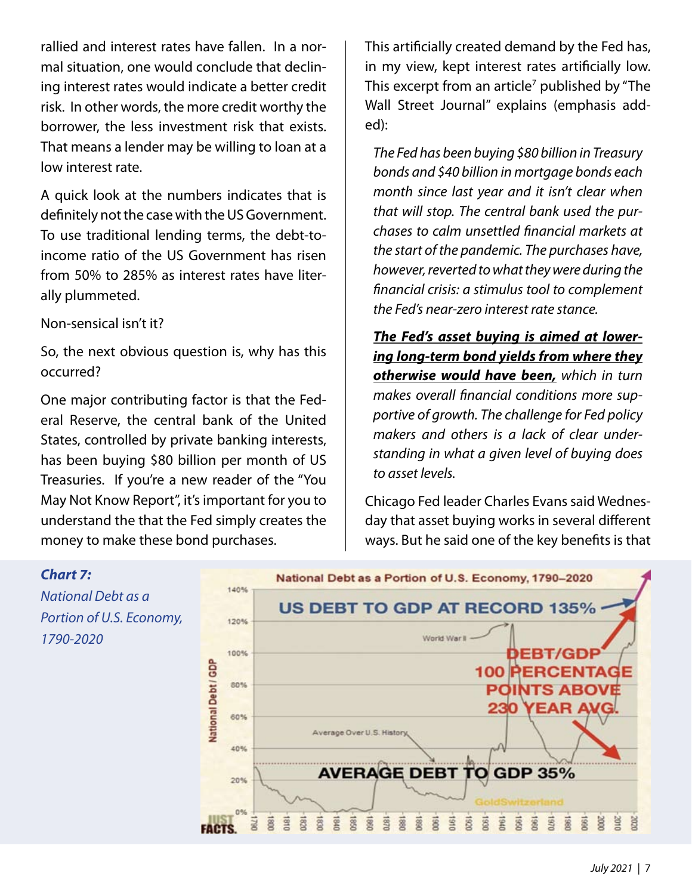rallied and interest rates have fallen. In a normal situation, one would conclude that declining interest rates would indicate a better credit risk. In other words, the more credit worthy the borrower, the less investment risk that exists. That means a lender may be willing to loan at a low interest rate.

A quick look at the numbers indicates that is definitely not the case with the US Government. To use traditional lending terms, the debt-to-income ratio of the US Government has risen from 50% to 285% as interest rates have literally plummeted.

Non-sensical isn't it?

So, the next obvious question is, why has this occurred?

One major contributing factor is that the Federal Reserve, the central bank of the United States, controlled by private banking interests, has been buying $80 billion per month of US Treasuries. If you're a new reader of the "You May Not Know Report", it's important for you to understand the that the Fed simply creates the money to make these bond purchases.

This artificially created demand by the Fed has, in my view, kept interest rates artificially low. This excerpt from an article[7] published by "The Wall Street Journal" explains (emphasis added):

> *The Fed has been buying $80 billion in Treasury bonds and $40 billion in mortgage bonds each month since last year and it isn't clear when that will stop. The central bank used the purchases to calm unsettled financial markets at the start of the pandemic. The purchases have, however, reverted to what they were during the financial crisis: a stimulus tool to complement the Fed's near-zero interest rate stance.*
>
> ***The Fed's asset buying is aimed at lowering long-term bond yields from where they otherwise would have been,*** *which in turn makes overall financial conditions more supportive of growth. The challenge for Fed policy makers and others is a lack of clear understanding in what a given level of buying does to asset levels.*

Chicago Fed leader Charles Evans said Wednesday that asset buying works in several different ways. But he said one of the key benefits is that

***Chart 7:***
*National Debt as a Portion of U.S. Economy, 1790-2020*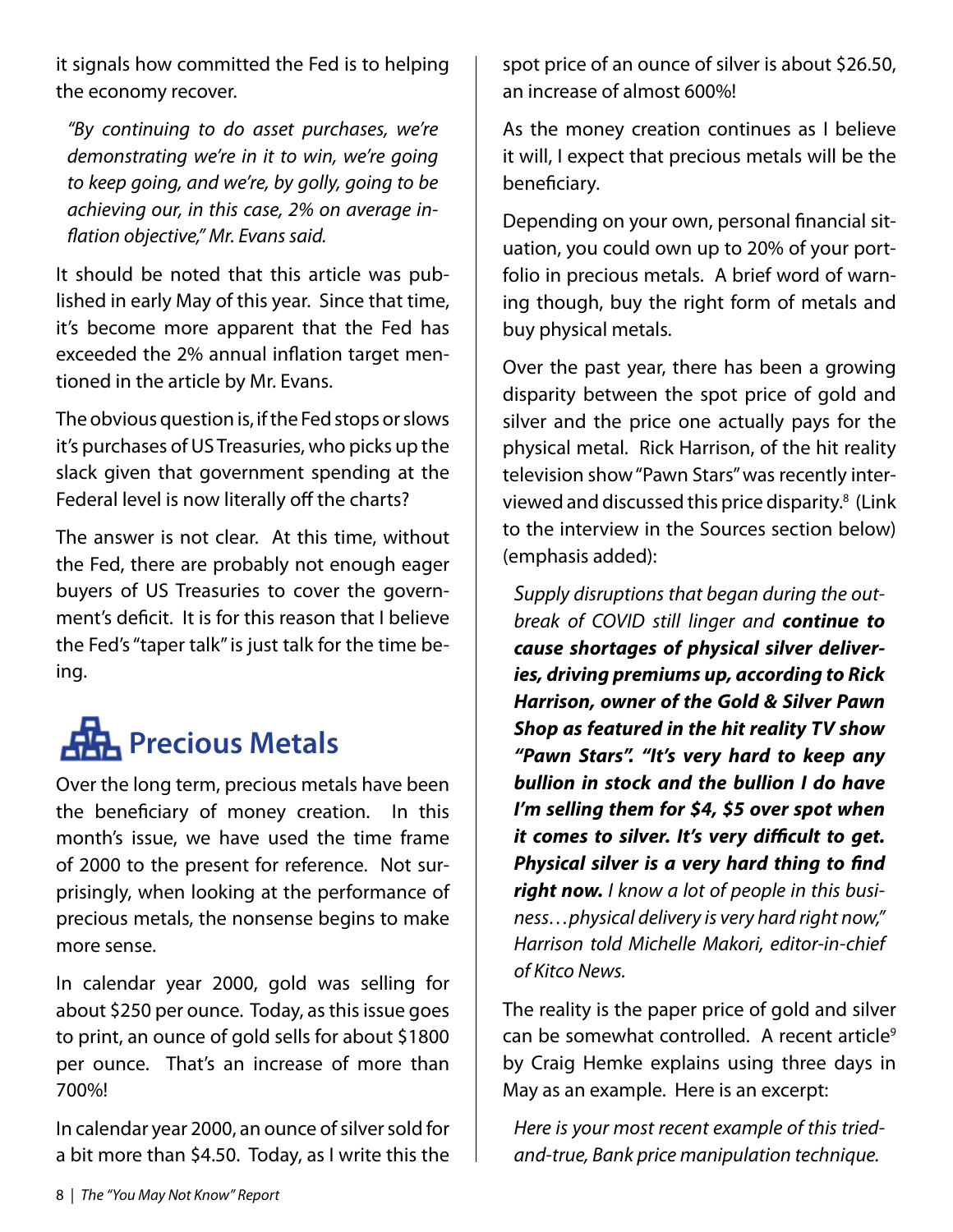it signals how committed the Fed is to helping the economy recover.

> *"By continuing to do asset purchases, we're demonstrating we're in it to win, we're going to keep going, and we're, by golly, going to be achieving our, in this case, 2% on average inflation objective," Mr. Evans said.*

It should be noted that this article was published in early May of this year. Since that time, it's become more apparent that the Fed has exceeded the 2% annual inflation target mentioned in the article by Mr. Evans.

The obvious question is, if the Fed stops or slows it's purchases of US Treasuries, who picks up the slack given that government spending at the Federal level is now literally off the charts?

The answer is not clear. At this time, without the Fed, there are probably not enough eager buyers of US Treasuries to cover the government's deficit. It is for this reason that I believe the Fed's "taper talk" is just talk for the time being.

## Precious Metals

Over the long term, precious metals have been the beneficiary of money creation. In this month's issue, we have used the time frame of 2000 to the present for reference. Not surprisingly, when looking at the performance of precious metals, the nonsense begins to make more sense.

In calendar year 2000, gold was selling for about $250 per ounce. Today, as this issue goes to print, an ounce of gold sells for about $1800 per ounce. That's an increase of more than 700%!

In calendar year 2000, an ounce of silver sold for a bit more than $4.50. Today, as I write this the spot price of an ounce of silver is about $26.50, an increase of almost 600%!

As the money creation continues as I believe it will, I expect that precious metals will be the beneficiary.

Depending on your own, personal financial situation, you could own up to 20% of your portfolio in precious metals. A brief word of warning though, buy the right form of metals and buy physical metals.

Over the past year, there has been a growing disparity between the spot price of gold and silver and the price one actually pays for the physical metal. Rick Harrison, of the hit reality television show "Pawn Stars" was recently interviewed and discussed this price disparity.[8] (Link to the interview in the Sources section below) (emphasis added):

> *Supply disruptions that began during the outbreak of COVID still linger and* ***continue to cause shortages of physical silver deliveries, driving premiums up, according to Rick Harrison, owner of the Gold & Silver Pawn Shop as featured in the hit reality TV show "Pawn Stars". "It's very hard to keep any bullion in stock and the bullion I do have I'm selling them for $4, $5 over spot when it comes to silver. It's very difficult to get. Physical silver is a very hard thing to find right now.*** *I know a lot of people in this business…physical delivery is very hard right now," Harrison told Michelle Makori, editor-in-chief of Kitco News.*

The reality is the paper price of gold and silver can be somewhat controlled. A recent article[9] by Craig Hemke explains using three days in May as an example. Here is an excerpt:

> *Here is your most recent example of this tried-and-true, Bank price manipulation technique.*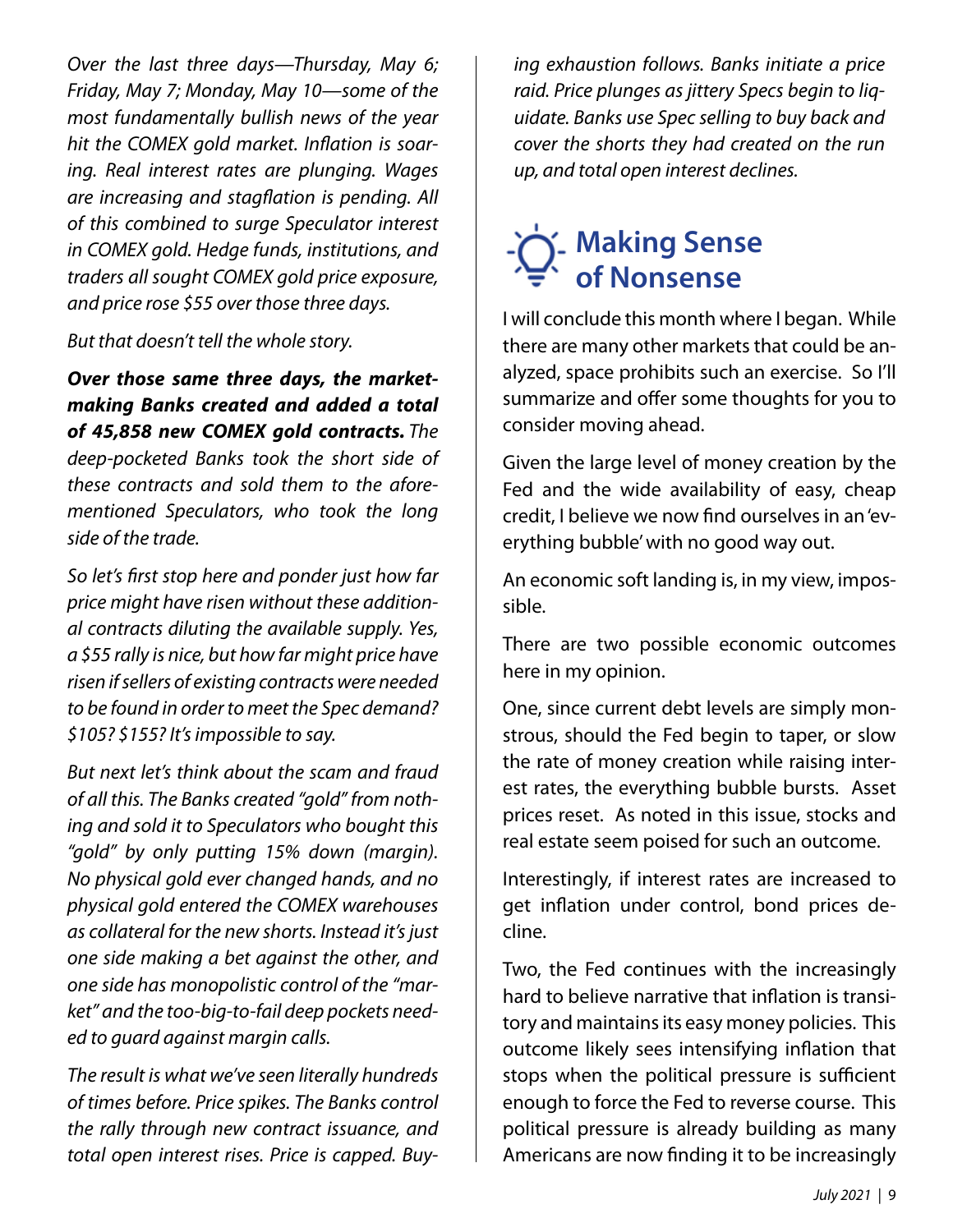*Over the last three days—Thursday, May 6; Friday, May 7; Monday, May 10—some of the most fundamentally bullish news of the year hit the COMEX gold market. Inflation is soaring. Real interest rates are plunging. Wages are increasing and stagflation is pending. All of this combined to surge Speculator interest in COMEX gold. Hedge funds, institutions, and traders all sought COMEX gold price exposure, and price rose $55 over those three days.*

*But that doesn't tell the whole story.*

***Over those same three days, the market-making Banks created and added a total of 45,858 new COMEX gold contracts.*** *The deep-pocketed Banks took the short side of these contracts and sold them to the aforementioned Speculators, who took the long side of the trade.*

*So let's first stop here and ponder just how far price might have risen without these additional contracts diluting the available supply. Yes, a $55 rally is nice, but how far might price have risen if sellers of existing contracts were needed to be found in order to meet the Spec demand? $105? $155? It's impossible to say.*

*But next let's think about the scam and fraud of all this. The Banks created "gold" from nothing and sold it to Speculators who bought this "gold" by only putting 15% down (margin). No physical gold ever changed hands, and no physical gold entered the COMEX warehouses as collateral for the new shorts. Instead it's just one side making a bet against the other, and one side has monopolistic control of the "market" and the too-big-to-fail deep pockets needed to guard against margin calls.*

*The result is what we've seen literally hundreds of times before. Price spikes. The Banks control the rally through new contract issuance, and total open interest rises. Price is capped. Buying exhaustion follows. Banks initiate a price raid. Price plunges as jittery Specs begin to liquidate. Banks use Spec selling to buy back and cover the shorts they had created on the run up, and total open interest declines.*

## Making Sense of Nonsense

I will conclude this month where I began. While there are many other markets that could be analyzed, space prohibits such an exercise. So I'll summarize and offer some thoughts for you to consider moving ahead.

Given the large level of money creation by the Fed and the wide availability of easy, cheap credit, I believe we now find ourselves in an 'everything bubble' with no good way out.

An economic soft landing is, in my view, impossible.

There are two possible economic outcomes here in my opinion.

One, since current debt levels are simply monstrous, should the Fed begin to taper, or slow the rate of money creation while raising interest rates, the everything bubble bursts. Asset prices reset. As noted in this issue, stocks and real estate seem poised for such an outcome.

Interestingly, if interest rates are increased to get inflation under control, bond prices decline.

Two, the Fed continues with the increasingly hard to believe narrative that inflation is transitory and maintains its easy money policies. This outcome likely sees intensifying inflation that stops when the political pressure is sufficient enough to force the Fed to reverse course. This political pressure is already building as many Americans are now finding it to be increasingly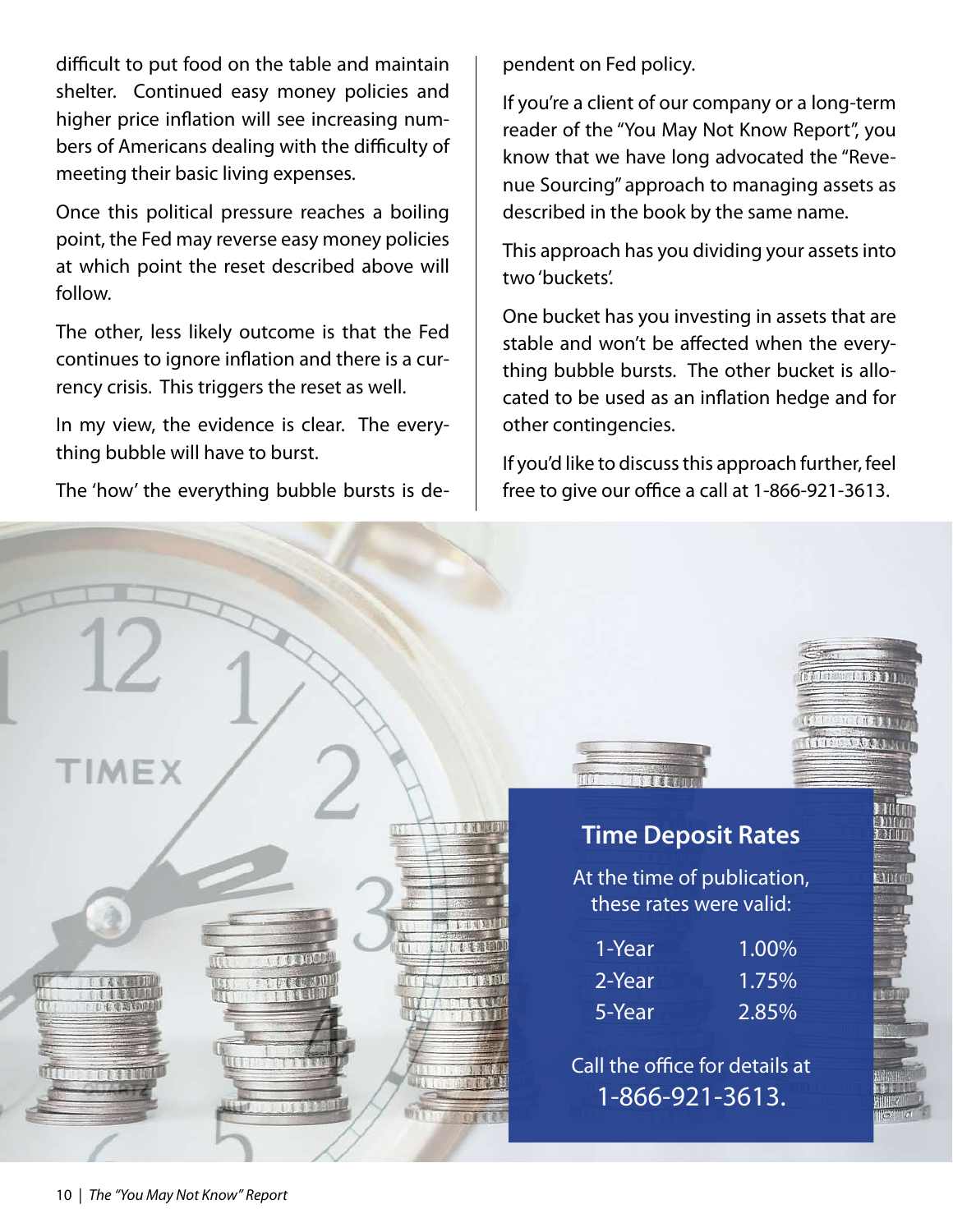difficult to put food on the table and maintain shelter. Continued easy money policies and higher price inflation will see increasing numbers of Americans dealing with the difficulty of meeting their basic living expenses.

Once this political pressure reaches a boiling point, the Fed may reverse easy money policies at which point the reset described above will follow.

The other, less likely outcome is that the Fed continues to ignore inflation and there is a currency crisis. This triggers the reset as well.

In my view, the evidence is clear. The everything bubble will have to burst.

The 'how' the everything bubble bursts is dependent on Fed policy.

If you're a client of our company or a long-term reader of the "You May Not Know Report", you know that we have long advocated the "Revenue Sourcing" approach to managing assets as described in the book by the same name.

This approach has you dividing your assets into two 'buckets'.

One bucket has you investing in assets that are stable and won't be affected when the everything bubble bursts. The other bucket is allocated to be used as an inflation hedge and for other contingencies.

If you'd like to discuss this approach further, feel free to give our office a call at 1-866-921-3613.

## Time Deposit Rates

At the time of publication, these rates were valid:

| Term | Rate |
|---|---|
| 1-Year | 1.00% |
| 2-Year | 1.75% |
| 5-Year | 2.85% |

Call the office for details at 1-866-921-3613.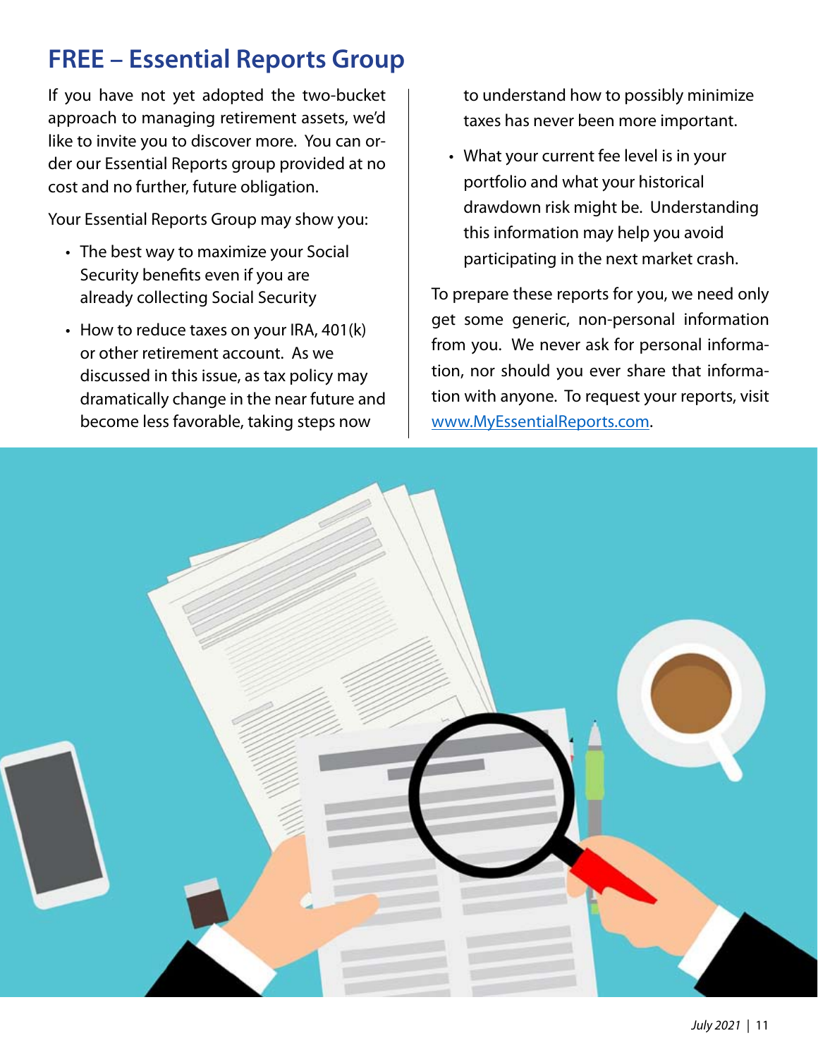# FREE – Essential Reports Group

If you have not yet adopted the two-bucket approach to managing retirement assets, we'd like to invite you to discover more. You can order our Essential Reports group provided at no cost and no further, future obligation.

Your Essential Reports Group may show you:

- The best way to maximize your Social Security benefits even if you are already collecting Social Security
- How to reduce taxes on your IRA, 401(k) or other retirement account. As we discussed in this issue, as tax policy may dramatically change in the near future and become less favorable, taking steps now to understand how to possibly minimize taxes has never been more important.
- What your current fee level is in your portfolio and what your historical drawdown risk might be. Understanding this information may help you avoid participating in the next market crash.

To prepare these reports for you, we need only get some generic, non-personal information from you. We never ask for personal information, nor should you ever share that information with anyone. To request your reports, visit www.MyEssentialReports.com.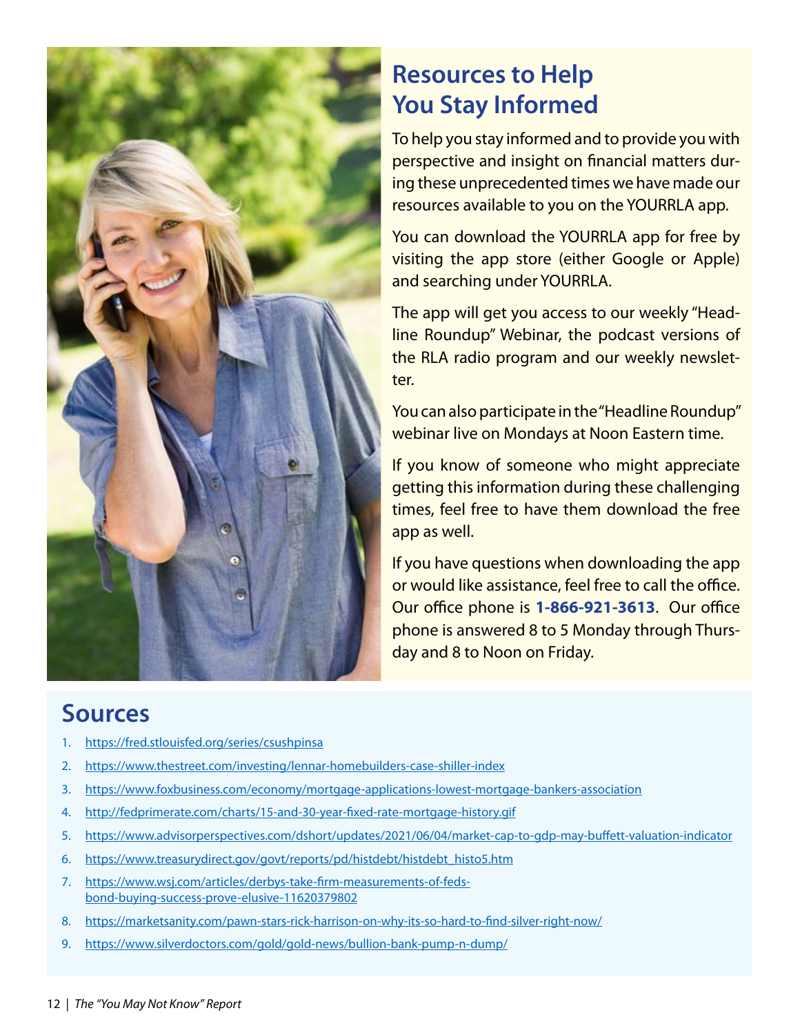## Resources to Help You Stay Informed

To help you stay informed and to provide you with perspective and insight on financial matters during these unprecedented times we have made our resources available to you on the YOURRLA app.

You can download the YOURRLA app for free by visiting the app store (either Google or Apple) and searching under YOURRLA.

The app will get you access to our weekly "Headline Roundup" Webinar, the podcast versions of the RLA radio program and our weekly newsletter.

You can also participate in the "Headline Roundup" webinar live on Mondays at Noon Eastern time.

If you know of someone who might appreciate getting this information during these challenging times, feel free to have them download the free app as well.

If you have questions when downloading the app or would like assistance, feel free to call the office. Our office phone is **1-866-921-3613**. Our office phone is answered 8 to 5 Monday through Thursday and 8 to Noon on Friday.

## Sources

1. https://fred.stlouisfed.org/series/csushpinsa
2. https://www.thestreet.com/investing/lennar-homebuilders-case-shiller-index
3. https://www.foxbusiness.com/economy/mortgage-applications-lowest-mortgage-bankers-association
4. http://fedprimerate.com/charts/15-and-30-year-fixed-rate-mortgage-history.gif
5. https://www.advisorperspectives.com/dshort/updates/2021/06/04/market-cap-to-gdp-may-buffett-valuation-indicator
6. https://www.treasurydirect.gov/govt/reports/pd/histdebt/histdebt_histo5.htm
7. https://www.wsj.com/articles/derbys-take-firm-measurements-of-feds-bond-buying-success-prove-elusive-11620379802
8. https://marketsanity.com/pawn-stars-rick-harrison-on-why-its-so-hard-to-find-silver-right-now/
9. https://www.silverdoctors.com/gold/gold-news/bullion-bank-pump-n-dump/